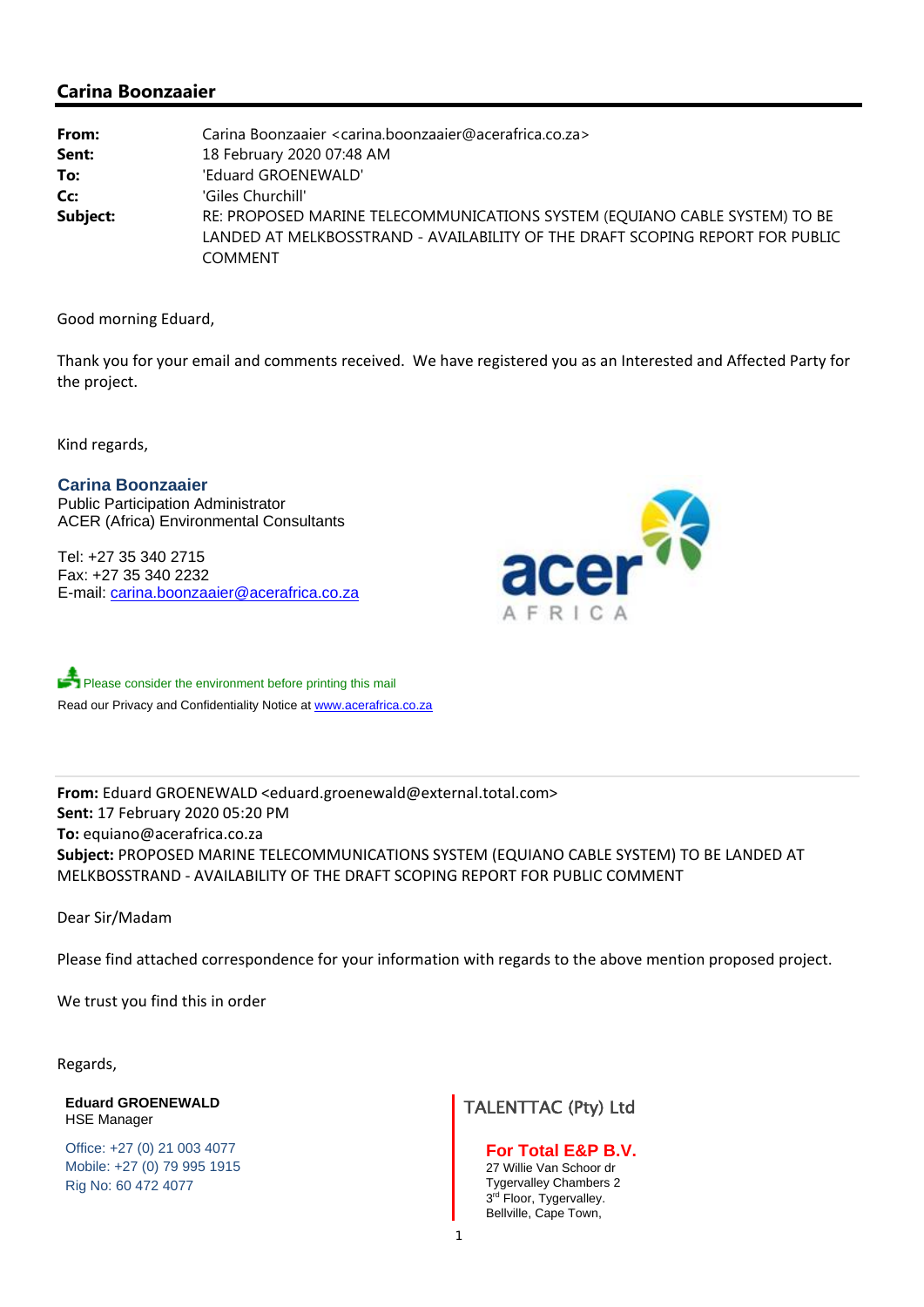## Carina Boonzaaier

| | |
|---|---|
| **From:** | Carina Boonzaaier <carina.boonzaaier@acerafrica.co.za> |
| **Sent:** | 18 February 2020 07:48 AM |
| **To:** | 'Eduard GROENEWALD' |
| **Cc:** | 'Giles Churchill' |
| **Subject:** | RE: PROPOSED MARINE TELECOMMUNICATIONS SYSTEM (EQUIANO CABLE SYSTEM) TO BE LANDED AT MELKBOSSTRAND - AVAILABILITY OF THE DRAFT SCOPING REPORT FOR PUBLIC COMMENT |

Good morning Eduard,

Thank you for your email and comments received. We have registered you as an Interested and Affected Party for the project.

Kind regards,

**Carina Boonzaaier**
Public Participation Administrator
ACER (Africa) Environmental Consultants

Tel: +27 35 340 2715
Fax: +27 35 340 2232
E-mail: carina.boonzaaier@acerafrica.co.za

acer AFRICA

Please consider the environment before printing this mail
Read our Privacy and Confidentiality Notice at www.acerafrica.co.za

---

**From:** Eduard GROENEWALD <eduard.groenewald@external.total.com>
**Sent:** 17 February 2020 05:20 PM
**To:** equiano@acerafrica.co.za
**Subject:** PROPOSED MARINE TELECOMMUNICATIONS SYSTEM (EQUIANO CABLE SYSTEM) TO BE LANDED AT MELKBOSSTRAND - AVAILABILITY OF THE DRAFT SCOPING REPORT FOR PUBLIC COMMENT

Dear Sir/Madam

Please find attached correspondence for your information with regards to the above mention proposed project.

We trust you find this in order

Regards,

**Eduard GROENEWALD**
HSE Manager

Office: +27 (0) 21 003 4077
Mobile: +27 (0) 79 995 1915
Rig No: 60 472 4077

TALENTTAC (Pty) Ltd

**For Total E&P B.V.**
27 Willie Van Schoor dr
Tygervalley Chambers 2
3rd Floor, Tygervalley.
Bellville, Cape Town,